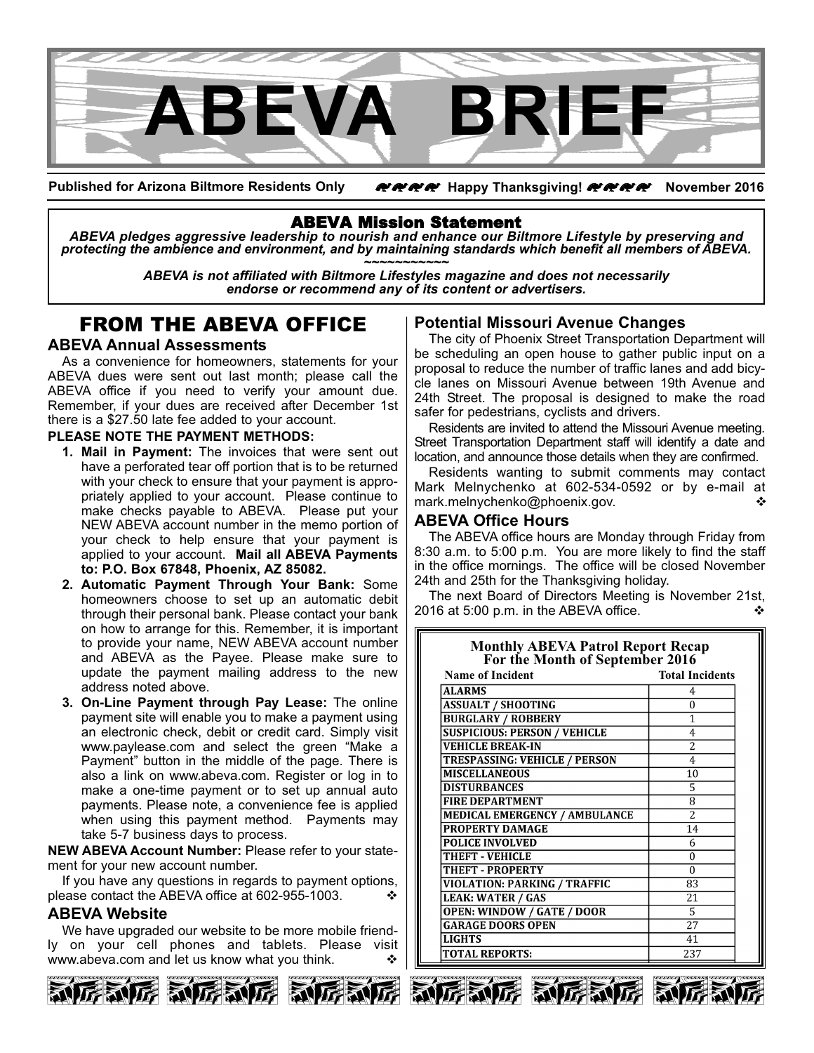# ABEVA BRIEF

**Published for Arizona Biltmore Residents Only** **Happy Thanksgiving!** **November 2016**

## ABEVA Mission Statement

***ABEVA pledges aggressive leadership to nourish and enhance our Biltmore Lifestyle by preserving and protecting the ambience and environment, and by maintaining standards which benefit all members of ABEVA.***

~~~~~~~~~~~~

***ABEVA is not affiliated with Biltmore Lifestyles magazine and does not necessarily endorse or recommend any of its content or advertisers.***

## FROM THE ABEVA OFFICE

### ABEVA Annual Assessments

As a convenience for homeowners, statements for your ABEVA dues were sent out last month; please call the ABEVA office if you need to verify your amount due. Remember, if your dues are received after December 1st there is a $27.50 late fee added to your account.

**PLEASE NOTE THE PAYMENT METHODS:**

1. **Mail in Payment:** The invoices that were sent out have a perforated tear off portion that is to be returned with your check to ensure that your payment is appropriately applied to your account. Please continue to make checks payable to ABEVA. Please put your NEW ABEVA account number in the memo portion of your check to help ensure that your payment is applied to your account. **Mail all ABEVA Payments to: P.O. Box 67848, Phoenix, AZ 85082.**
2. **Automatic Payment Through Your Bank:** Some homeowners choose to set up an automatic debit through their personal bank. Please contact your bank on how to arrange for this. Remember, it is important to provide your name, NEW ABEVA account number and ABEVA as the Payee. Please make sure to update the payment mailing address to the new address noted above.
3. **On-Line Payment through Pay Lease:** The online payment site will enable you to make a payment using an electronic check, debit or credit card. Simply visit www.paylease.com and select the green "Make a Payment" button in the middle of the page. There is also a link on www.abeva.com. Register or log in to make a one-time payment or to set up annual auto payments. Please note, a convenience fee is applied when using this payment method. Payments may take 5-7 business days to process.

**NEW ABEVA Account Number:** Please refer to your statement for your new account number.

If you have any questions in regards to payment options, please contact the ABEVA office at 602-955-1003. ❖

### ABEVA Website

We have upgraded our website to be more mobile friendly on your cell phones and tablets. Please visit www.abeva.com and let us know what you think. ❖

### Potential Missouri Avenue Changes

The city of Phoenix Street Transportation Department will be scheduling an open house to gather public input on a proposal to reduce the number of traffic lanes and add bicycle lanes on Missouri Avenue between 19th Avenue and 24th Street. The proposal is designed to make the road safer for pedestrians, cyclists and drivers.

Residents are invited to attend the Missouri Avenue meeting. Street Transportation Department staff will identify a date and location, and announce those details when they are confirmed.

Residents wanting to submit comments may contact Mark Melnychenko at 602-534-0592 or by e-mail at mark.melnychenko@phoenix.gov. ❖

### ABEVA Office Hours

The ABEVA office hours are Monday through Friday from 8:30 a.m. to 5:00 p.m. You are more likely to find the staff in the office mornings. The office will be closed November 24th and 25th for the Thanksgiving holiday.

The next Board of Directors Meeting is November 21st, 2016 at 5:00 p.m. in the ABEVA office. ❖

**Monthly ABEVA Patrol Report Recap For the Month of September 2016**

| Name of Incident | Total Incidents |
|---|---|
| ALARMS | 4 |
| ASSUALT / SHOOTING | 0 |
| BURGLARY / ROBBERY | 1 |
| SUSPICIOUS: PERSON / VEHICLE | 4 |
| VEHICLE BREAK-IN | 2 |
| TRESPASSING: VEHICLE / PERSON | 4 |
| MISCELLANEOUS | 10 |
| DISTURBANCES | 5 |
| FIRE DEPARTMENT | 8 |
| MEDICAL EMERGENCY / AMBULANCE | 2 |
| PROPERTY DAMAGE | 14 |
| POLICE INVOLVED | 6 |
| THEFT - VEHICLE | 0 |
| THEFT - PROPERTY | 0 |
| VIOLATION: PARKING / TRAFFIC | 83 |
| LEAK: WATER / GAS | 21 |
| OPEN: WINDOW / GATE / DOOR | 5 |
| GARAGE DOORS OPEN | 27 |
| LIGHTS | 41 |
| TOTAL REPORTS: | 237 |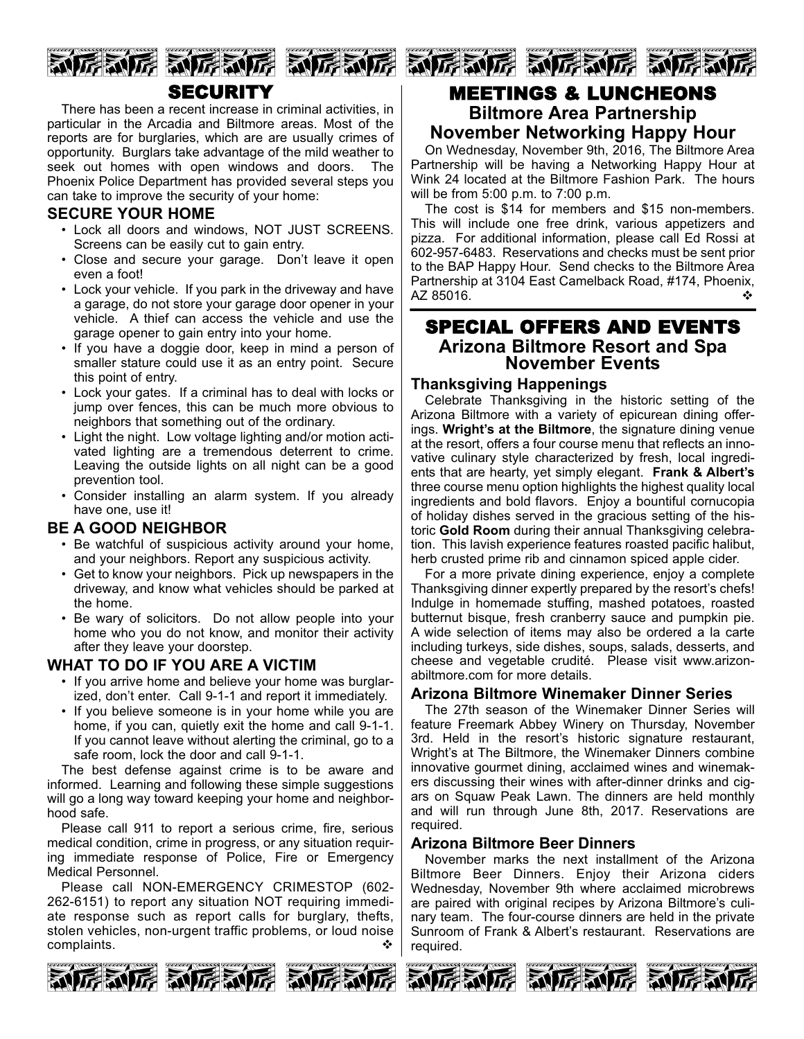## SECURITY

There has been a recent increase in criminal activities, in particular in the Arcadia and Biltmore areas. Most of the reports are for burglaries, which are are usually crimes of opportunity. Burglars take advantage of the mild weather to seek out homes with open windows and doors. The Phoenix Police Department has provided several steps you can take to improve the security of your home:

### SECURE YOUR HOME

- Lock all doors and windows, NOT JUST SCREENS. Screens can be easily cut to gain entry.
- Close and secure your garage. Don't leave it open even a foot!
- Lock your vehicle. If you park in the driveway and have a garage, do not store your garage door opener in your vehicle. A thief can access the vehicle and use the garage opener to gain entry into your home.
- If you have a doggie door, keep in mind a person of smaller stature could use it as an entry point. Secure this point of entry.
- Lock your gates. If a criminal has to deal with locks or jump over fences, this can be much more obvious to neighbors that something out of the ordinary.
- Light the night. Low voltage lighting and/or motion activated lighting are a tremendous deterrent to crime. Leaving the outside lights on all night can be a good prevention tool.
- Consider installing an alarm system. If you already have one, use it!

### BE A GOOD NEIGHBOR

- Be watchful of suspicious activity around your home, and your neighbors. Report any suspicious activity.
- Get to know your neighbors. Pick up newspapers in the driveway, and know what vehicles should be parked at the home.
- Be wary of solicitors. Do not allow people into your home who you do not know, and monitor their activity after they leave your doorstep.

### WHAT TO DO IF YOU ARE A VICTIM

- If you arrive home and believe your home was burglarized, don't enter. Call 9-1-1 and report it immediately.
- If you believe someone is in your home while you are home, if you can, quietly exit the home and call 9-1-1. If you cannot leave without alerting the criminal, go to a safe room, lock the door and call 9-1-1.

The best defense against crime is to be aware and informed. Learning and following these simple suggestions will go a long way toward keeping your home and neighborhood safe.

Please call 911 to report a serious crime, fire, serious medical condition, crime in progress, or any situation requiring immediate response of Police, Fire or Emergency Medical Personnel.

Please call NON-EMERGENCY CRIMESTOP (602-262-6151) to report any situation NOT requiring immediate response such as report calls for burglary, thefts, stolen vehicles, non-urgent traffic problems, or loud noise complaints. ❖

## MEETINGS & LUNCHEONS

### Biltmore Area Partnership November Networking Happy Hour

On Wednesday, November 9th, 2016, The Biltmore Area Partnership will be having a Networking Happy Hour at Wink 24 located at the Biltmore Fashion Park. The hours will be from 5:00 p.m. to 7:00 p.m.

The cost is $14 for members and $15 non-members. This will include one free drink, various appetizers and pizza. For additional information, please call Ed Rossi at 602-957-6483. Reservations and checks must be sent prior to the BAP Happy Hour. Send checks to the Biltmore Area Partnership at 3104 East Camelback Road, #174, Phoenix, AZ 85016. ❖

## SPECIAL OFFERS AND EVENTS

### Arizona Biltmore Resort and Spa November Events

#### Thanksgiving Happenings

Celebrate Thanksgiving in the historic setting of the Arizona Biltmore with a variety of epicurean dining offerings. **Wright's at the Biltmore**, the signature dining venue at the resort, offers a four course menu that reflects an innovative culinary style characterized by fresh, local ingredients that are hearty, yet simply elegant. **Frank & Albert's** three course menu option highlights the highest quality local ingredients and bold flavors. Enjoy a bountiful cornucopia of holiday dishes served in the gracious setting of the historic **Gold Room** during their annual Thanksgiving celebration. This lavish experience features roasted pacific halibut, herb crusted prime rib and cinnamon spiced apple cider.

For a more private dining experience, enjoy a complete Thanksgiving dinner expertly prepared by the resort's chefs! Indulge in homemade stuffing, mashed potatoes, roasted butternut bisque, fresh cranberry sauce and pumpkin pie. A wide selection of items may also be ordered a la carte including turkeys, side dishes, soups, salads, desserts, and cheese and vegetable crudité. Please visit www.arizonabiltmore.com for more details.

#### Arizona Biltmore Winemaker Dinner Series

The 27th season of the Winemaker Dinner Series will feature Freemark Abbey Winery on Thursday, November 3rd. Held in the resort's historic signature restaurant, Wright's at The Biltmore, the Winemaker Dinners combine innovative gourmet dining, acclaimed wines and winemakers discussing their wines with after-dinner drinks and cigars on Squaw Peak Lawn. The dinners are held monthly and will run through June 8th, 2017. Reservations are required.

#### Arizona Biltmore Beer Dinners

November marks the next installment of the Arizona Biltmore Beer Dinners. Enjoy their Arizona ciders Wednesday, November 9th where acclaimed microbrews are paired with original recipes by Arizona Biltmore's culinary team. The four-course dinners are held in the private Sunroom of Frank & Albert's restaurant. Reservations are required.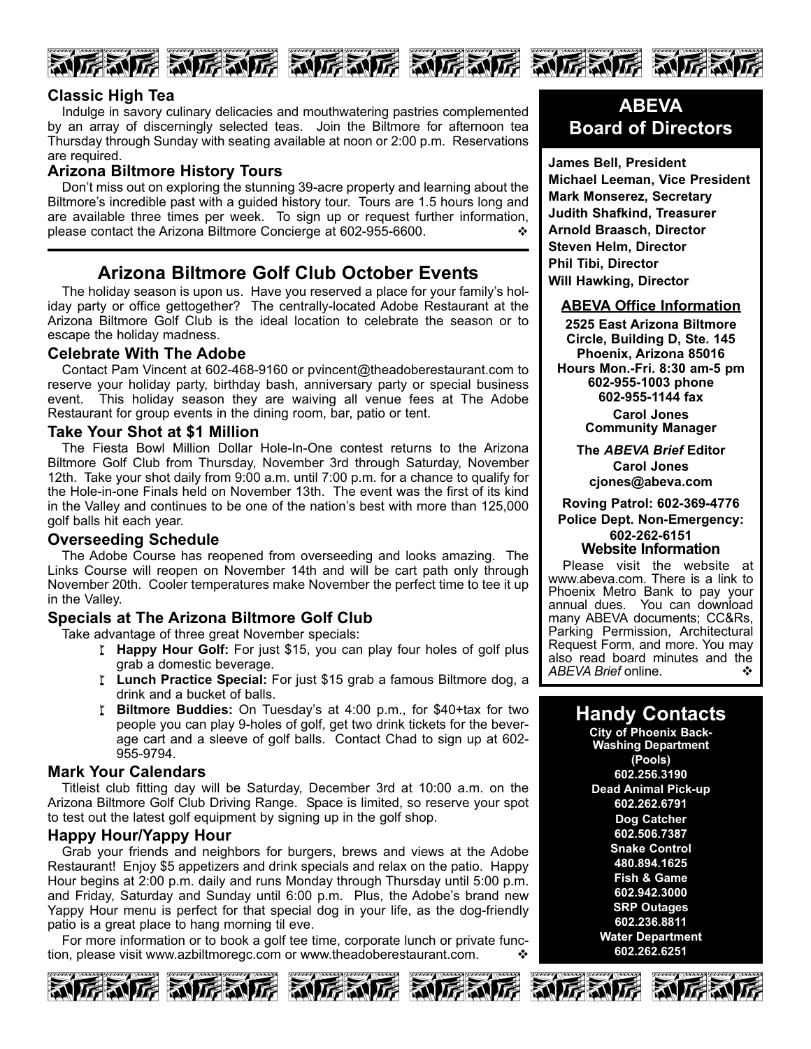### Classic High Tea

Indulge in savory culinary delicacies and mouthwatering pastries complemented by an array of discerningly selected teas. Join the Biltmore for afternoon tea Thursday through Sunday with seating available at noon or 2:00 p.m. Reservations are required.

### Arizona Biltmore History Tours

Don't miss out on exploring the stunning 39-acre property and learning about the Biltmore's incredible past with a guided history tour. Tours are 1.5 hours long and are available three times per week. To sign up or request further information, please contact the Arizona Biltmore Concierge at 602-955-6600. ❖

## Arizona Biltmore Golf Club October Events

The holiday season is upon us. Have you reserved a place for your family's holiday party or office gettogether? The centrally-located Adobe Restaurant at the Arizona Biltmore Golf Club is the ideal location to celebrate the season or to escape the holiday madness.

### Celebrate With The Adobe

Contact Pam Vincent at 602-468-9160 or pvincent@theadoberestaurant.com to reserve your holiday party, birthday bash, anniversary party or special business event. This holiday season they are waiving all venue fees at The Adobe Restaurant for group events in the dining room, bar, patio or tent.

### Take Your Shot at $1 Million

The Fiesta Bowl Million Dollar Hole-In-One contest returns to the Arizona Biltmore Golf Club from Thursday, November 3rd through Saturday, November 12th. Take your shot daily from 9:00 a.m. until 7:00 p.m. for a chance to qualify for the Hole-in-one Finals held on November 13th. The event was the first of its kind in the Valley and continues to be one of the nation's best with more than 125,000 golf balls hit each year.

### Overseeding Schedule

The Adobe Course has reopened from overseeding and looks amazing. The Links Course will reopen on November 14th and will be cart path only through November 20th. Cooler temperatures make November the perfect time to tee it up in the Valley.

### Specials at The Arizona Biltmore Golf Club

Take advantage of three great November specials:

- **Happy Hour Golf:** For just $15, you can play four holes of golf plus grab a domestic beverage.
- **Lunch Practice Special:** For just $15 grab a famous Biltmore dog, a drink and a bucket of balls.
- **Biltmore Buddies:** On Tuesday's at 4:00 p.m., for $40+tax for two people you can play 9-holes of golf, get two drink tickets for the beverage cart and a sleeve of golf balls. Contact Chad to sign up at 602-955-9794.

### Mark Your Calendars

Titleist club fitting day will be Saturday, December 3rd at 10:00 a.m. on the Arizona Biltmore Golf Club Driving Range. Space is limited, so reserve your spot to test out the latest golf equipment by signing up in the golf shop.

### Happy Hour/Yappy Hour

Grab your friends and neighbors for burgers, brews and views at the Adobe Restaurant! Enjoy $5 appetizers and drink specials and relax on the patio. Happy Hour begins at 2:00 p.m. daily and runs Monday through Thursday until 5:00 p.m. and Friday, Saturday and Sunday until 6:00 p.m. Plus, the Adobe's brand new Yappy Hour menu is perfect for that special dog in your life, as the dog-friendly patio is a great place to hang morning til eve.

For more information or to book a golf tee time, corporate lunch or private function, please visit www.azbiltmoregc.com or www.theadoberestaurant.com. ❖

## ABEVA Board of Directors

**James Bell, President**
**Michael Leeman, Vice President**
**Mark Monserez, Secretary**
**Judith Shafkind, Treasurer**
**Arnold Braasch, Director**
**Steven Helm, Director**
**Phil Tibi, Director**
**Will Hawking, Director**

### ABEVA Office Information

**2525 East Arizona Biltmore Circle, Building D, Ste. 145**
**Phoenix, Arizona 85016**
**Hours Mon.-Fri. 8:30 am-5 pm**
**602-955-1003 phone**
**602-955-1144 fax**

**Carol Jones**
**Community Manager**

**The *ABEVA Brief* Editor**
**Carol Jones**
**cjones@abeva.com**

**Roving Patrol: 602-369-4776**
**Police Dept. Non-Emergency: 602-262-6151**

### Website Information

Please visit the website at www.abeva.com. There is a link to Phoenix Metro Bank to pay your annual dues. You can download many ABEVA documents; CC&Rs, Parking Permission, Architectural Request Form, and more. You may also read board minutes and the *ABEVA Brief* online. ❖

## Handy Contacts

**City of Phoenix Back-Washing Department (Pools)**
**602.256.3190**
**Dead Animal Pick-up**
**602.262.6791**
**Dog Catcher**
**602.506.7387**
**Snake Control**
**480.894.1625**
**Fish & Game**
**602.942.3000**
**SRP Outages**
**602.236.8811**
**Water Department**
**602.262.6251**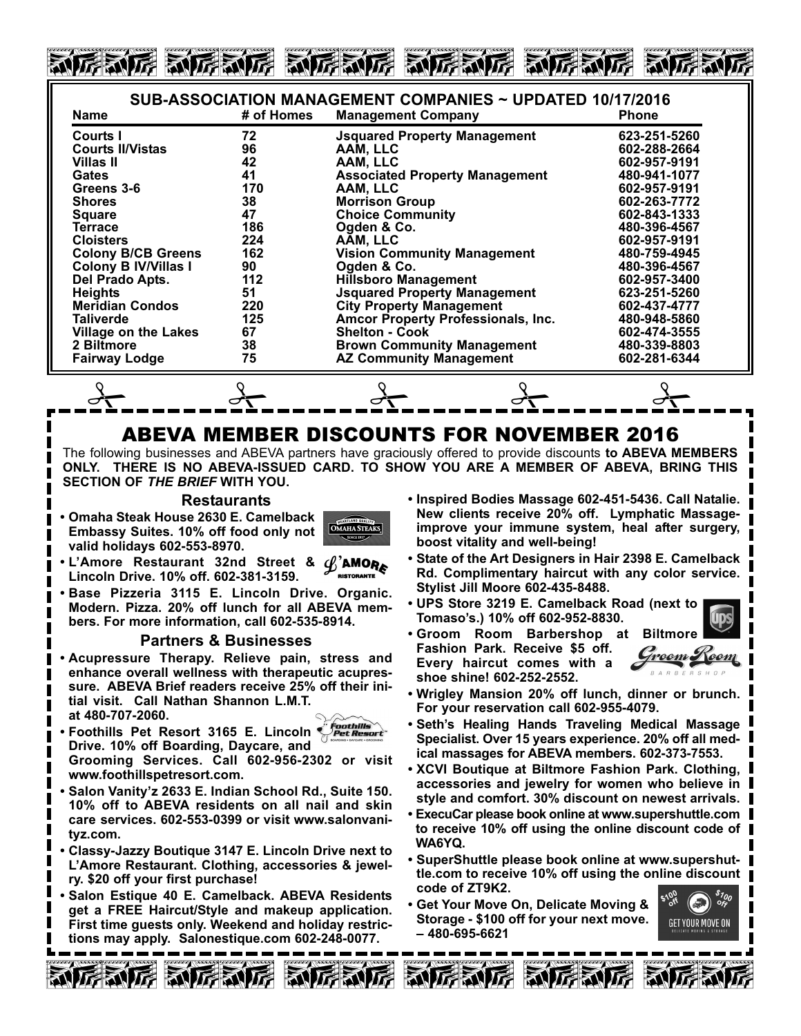## SUB-ASSOCIATION MANAGEMENT COMPANIES ~ UPDATED 10/17/2016

| Name | # of Homes | Management Company | Phone |
|---|---|---|---|
| Courts I | 72 | Jsquared Property Management | 623-251-5260 |
| Courts II/Vistas | 96 | AAM, LLC | 602-288-2664 |
| Villas II | 42 | AAM, LLC | 602-957-9191 |
| Gates | 41 | Associated Property Management | 480-941-1077 |
| Greens 3-6 | 170 | AAM, LLC | 602-957-9191 |
| Shores | 38 | Morrison Group | 602-263-7772 |
| Square | 47 | Choice Community | 602-843-1333 |
| Terrace | 186 | Ogden & Co. | 480-396-4567 |
| Cloisters | 224 | AAM, LLC | 602-957-9191 |
| Colony B/CB Greens | 162 | Vision Community Management | 480-759-4945 |
| Colony B IV/Villas I | 90 | Ogden & Co. | 480-396-4567 |
| Del Prado Apts. | 112 | Hillsboro Management | 602-957-3400 |
| Heights | 51 | Jsquared Property Management | 623-251-5260 |
| Meridian Condos | 220 | City Property Management | 602-437-4777 |
| Taliverde | 125 | Amcor Property Professionals, Inc. | 480-948-5860 |
| Village on the Lakes | 67 | Shelton - Cook | 602-474-3555 |
| 2 Biltmore | 38 | Brown Community Management | 480-339-8803 |
| Fairway Lodge | 75 | AZ Community Management | 602-281-6344 |

## ABEVA MEMBER DISCOUNTS FOR NOVEMBER 2016

The following businesses and ABEVA partners have graciously offered to provide discounts **to ABEVA MEMBERS ONLY. THERE IS NO ABEVA-ISSUED CARD. TO SHOW YOU ARE A MEMBER OF ABEVA, BRING THIS SECTION OF *THE BRIEF* WITH YOU.**

### Restaurants

- **Omaha Steak House 2630 E. Camelback Embassy Suites. 10% off food only not valid holidays 602-553-8970.**
- **L'Amore Restaurant 32nd Street & Lincoln Drive. 10% off. 602-381-3159.**
- **Base Pizzeria 3115 E. Lincoln Drive. Organic. Modern. Pizza. 20% off lunch for all ABEVA members. For more information, call 602-535-8914.**

### Partners & Businesses

- **Acupressure Therapy. Relieve pain, stress and enhance overall wellness with therapeutic acupressure. ABEVA Brief readers receive 25% off their initial visit. Call Nathan Shannon L.M.T. at 480-707-2060.**
- **Foothills Pet Resort 3165 E. Lincoln Drive. 10% off Boarding, Daycare, and Grooming Services. Call 602-956-2302 or visit www.foothillspetresort.com.**
- **Salon Vanity'z 2633 E. Indian School Rd., Suite 150. 10% off to ABEVA residents on all nail and skin care services. 602-553-0399 or visit www.salonvanityz.com.**
- **Classy-Jazzy Boutique 3147 E. Lincoln Drive next to L'Amore Restaurant. Clothing, accessories & jewelry. $20 off your first purchase!**
- **Salon Estique 40 E. Camelback. ABEVA Residents get a FREE Haircut/Style and makeup application. First time guests only. Weekend and holiday restrictions may apply. Salonestique.com 602-248-0077.**
- **Inspired Bodies Massage 602-451-5436. Call Natalie. New clients receive 20% off. Lymphatic Massage-improve your immune system, heal after surgery, boost vitality and well-being!**
- **State of the Art Designers in Hair 2398 E. Camelback Rd. Complimentary haircut with any color service. Stylist Jill Moore 602-435-8488.**
- **UPS Store 3219 E. Camelback Road (next to Tomaso's.) 10% off 602-952-8830.**
- **Groom Room Barbershop at Biltmore Fashion Park. Receive $5 off. Every haircut comes with a shoe shine! 602-252-2552.**
- **Wrigley Mansion 20% off lunch, dinner or brunch. For your reservation call 602-955-4079.**
- **Seth's Healing Hands Traveling Medical Massage Specialist. Over 15 years experience. 20% off all medical massages for ABEVA members. 602-373-7553.**
- **XCVI Boutique at Biltmore Fashion Park. Clothing, accessories and jewelry for women who believe in style and comfort. 30% discount on newest arrivals.**
- **ExecuCar please book online at www.supershuttle.com to receive 10% off using the online discount code of WA6YQ.**
- **SuperShuttle please book online at www.supershuttle.com to receive 10% off using the online discount code of ZT9K2.**
- **Get Your Move On, Delicate Moving & Storage - $100 off for your next move. – 480-695-6621**